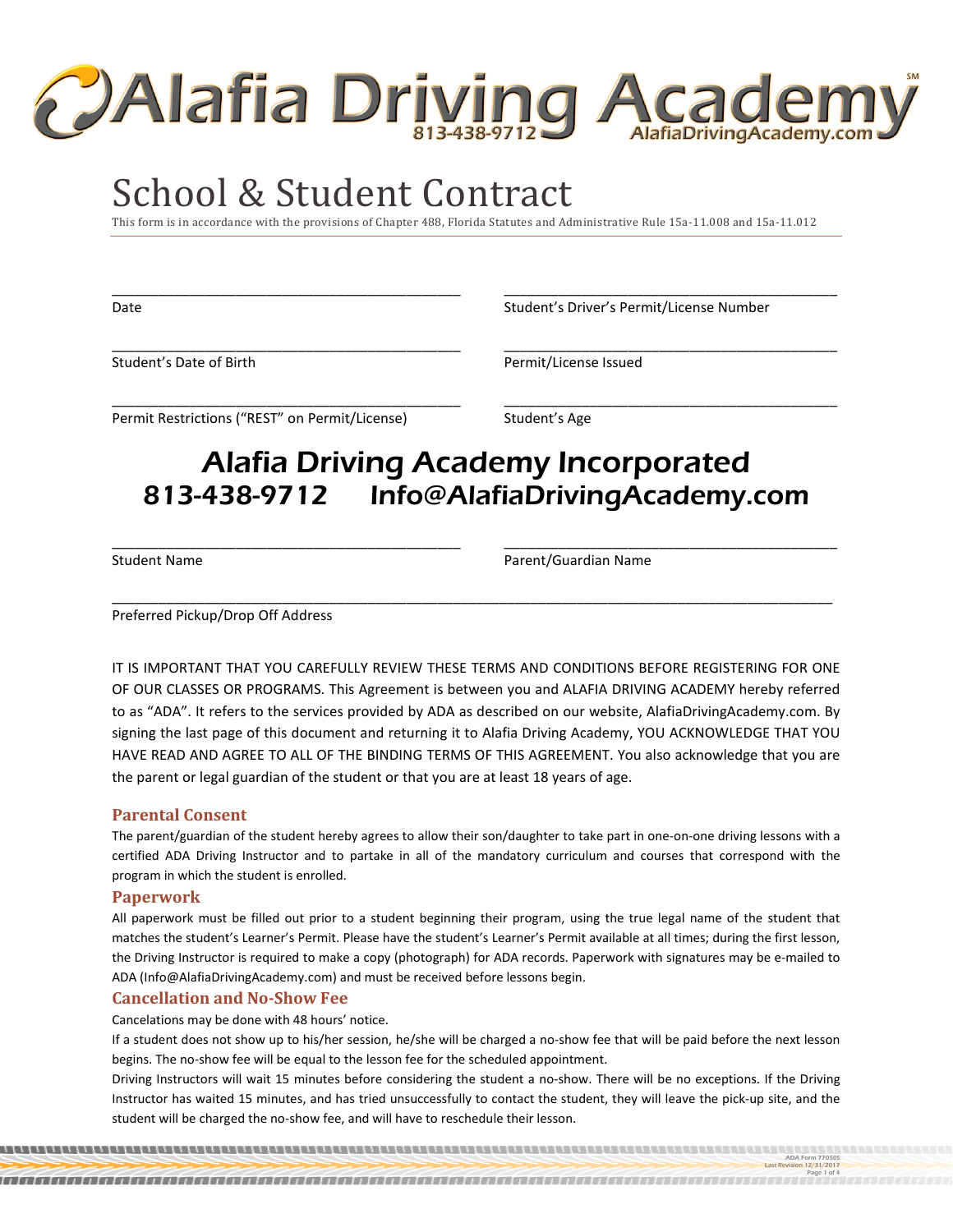# Alafia Driving Academy

813-438-9712 AlafiaDrivingAcademy.com

# School & Student Contract

This form is in accordance with the provisions of Chapter 488, Florida Statutes and Administrative Rule 15a-11.008 and 15a-11.012

| | |
|---|---|
| ______________________________ | ______________________________ |
| Date | Student's Driver's Permit/License Number |
| ______________________________ | ______________________________ |
| Student's Date of Birth | Permit/License Issued |
| ______________________________ | ______________________________ |
| Permit Restrictions ("REST" on Permit/License) | Student's Age |

## Alafia Driving Academy Incorporated

**813-438-9712 Info@AlafiaDrivingAcademy.com**

| | |
|---|---|
| ______________________________ | ______________________________ |
| Student Name | Parent/Guardian Name |

______________________________________________________________

Preferred Pickup/Drop Off Address

IT IS IMPORTANT THAT YOU CAREFULLY REVIEW THESE TERMS AND CONDITIONS BEFORE REGISTERING FOR ONE OF OUR CLASSES OR PROGRAMS. This Agreement is between you and ALAFIA DRIVING ACADEMY hereby referred to as "ADA". It refers to the services provided by ADA as described on our website, AlafiaDrivingAcademy.com. By signing the last page of this document and returning it to Alafia Driving Academy, YOU ACKNOWLEDGE THAT YOU HAVE READ AND AGREE TO ALL OF THE BINDING TERMS OF THIS AGREEMENT. You also acknowledge that you are the parent or legal guardian of the student or that you are at least 18 years of age.

### Parental Consent

The parent/guardian of the student hereby agrees to allow their son/daughter to take part in one-on-one driving lessons with a certified ADA Driving Instructor and to partake in all of the mandatory curriculum and courses that correspond with the program in which the student is enrolled.

### Paperwork

All paperwork must be filled out prior to a student beginning their program, using the true legal name of the student that matches the student's Learner's Permit. Please have the student's Learner's Permit available at all times; during the first lesson, the Driving Instructor is required to make a copy (photograph) for ADA records. Paperwork with signatures may be e-mailed to ADA (Info@AlafiaDrivingAcademy.com) and must be received before lessons begin.

### Cancellation and No-Show Fee

Cancelations may be done with 48 hours' notice.

If a student does not show up to his/her session, he/she will be charged a no-show fee that will be paid before the next lesson begins. The no-show fee will be equal to the lesson fee for the scheduled appointment.

Driving Instructors will wait 15 minutes before considering the student a no-show. There will be no exceptions. If the Driving Instructor has waited 15 minutes, and has tried unsuccessfully to contact the student, they will leave the pick-up site, and the student will be charged the no-show fee, and will have to reschedule their lesson.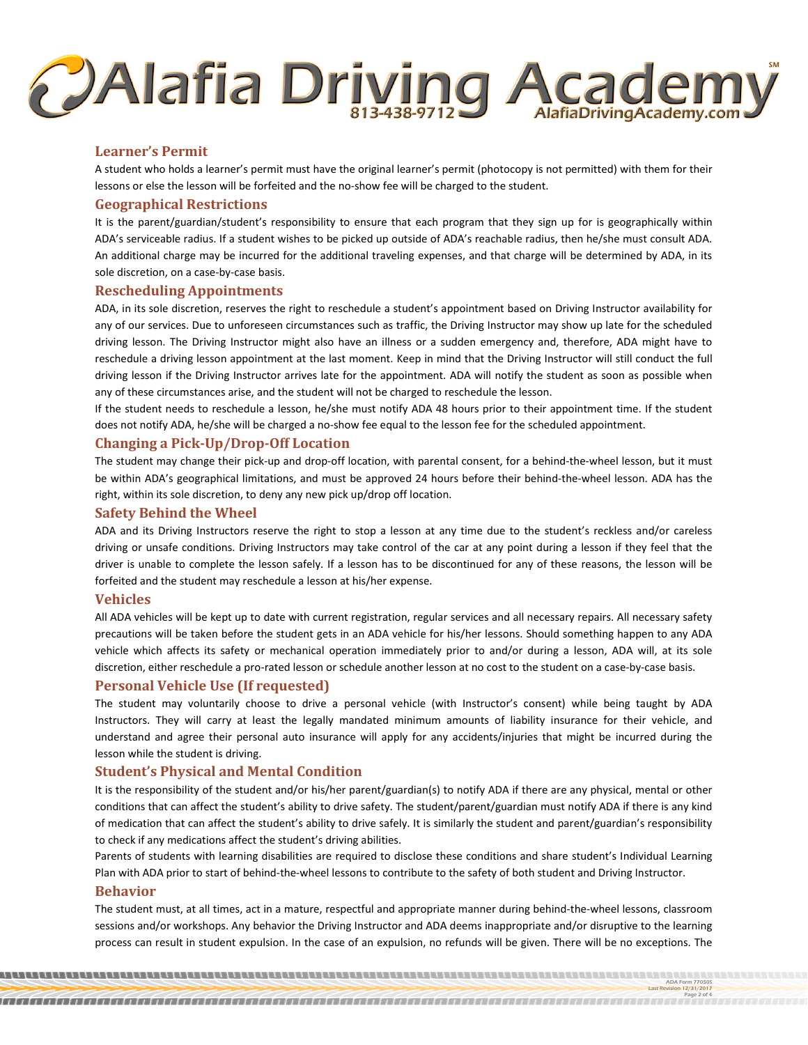## Learner's Permit

A student who holds a learner's permit must have the original learner's permit (photocopy is not permitted) with them for their lessons or else the lesson will be forfeited and the no-show fee will be charged to the student.

## Geographical Restrictions

It is the parent/guardian/student's responsibility to ensure that each program that they sign up for is geographically within ADA's serviceable radius. If a student wishes to be picked up outside of ADA's reachable radius, then he/she must consult ADA. An additional charge may be incurred for the additional traveling expenses, and that charge will be determined by ADA, in its sole discretion, on a case-by-case basis.

## Rescheduling Appointments

ADA, in its sole discretion, reserves the right to reschedule a student's appointment based on Driving Instructor availability for any of our services. Due to unforeseen circumstances such as traffic, the Driving Instructor may show up late for the scheduled driving lesson. The Driving Instructor might also have an illness or a sudden emergency and, therefore, ADA might have to reschedule a driving lesson appointment at the last moment. Keep in mind that the Driving Instructor will still conduct the full driving lesson if the Driving Instructor arrives late for the appointment. ADA will notify the student as soon as possible when any of these circumstances arise, and the student will not be charged to reschedule the lesson.

If the student needs to reschedule a lesson, he/she must notify ADA 48 hours prior to their appointment time. If the student does not notify ADA, he/she will be charged a no-show fee equal to the lesson fee for the scheduled appointment.

## Changing a Pick-Up/Drop-Off Location

The student may change their pick-up and drop-off location, with parental consent, for a behind-the-wheel lesson, but it must be within ADA's geographical limitations, and must be approved 24 hours before their behind-the-wheel lesson. ADA has the right, within its sole discretion, to deny any new pick up/drop off location.

## Safety Behind the Wheel

ADA and its Driving Instructors reserve the right to stop a lesson at any time due to the student's reckless and/or careless driving or unsafe conditions. Driving Instructors may take control of the car at any point during a lesson if they feel that the driver is unable to complete the lesson safely. If a lesson has to be discontinued for any of these reasons, the lesson will be forfeited and the student may reschedule a lesson at his/her expense.

## Vehicles

All ADA vehicles will be kept up to date with current registration, regular services and all necessary repairs. All necessary safety precautions will be taken before the student gets in an ADA vehicle for his/her lessons. Should something happen to any ADA vehicle which affects its safety or mechanical operation immediately prior to and/or during a lesson, ADA will, at its sole discretion, either reschedule a pro-rated lesson or schedule another lesson at no cost to the student on a case-by-case basis.

## Personal Vehicle Use (If requested)

The student may voluntarily choose to drive a personal vehicle (with Instructor's consent) while being taught by ADA Instructors. They will carry at least the legally mandated minimum amounts of liability insurance for their vehicle, and understand and agree their personal auto insurance will apply for any accidents/injuries that might be incurred during the lesson while the student is driving.

## Student's Physical and Mental Condition

It is the responsibility of the student and/or his/her parent/guardian(s) to notify ADA if there are any physical, mental or other conditions that can affect the student's ability to drive safety. The student/parent/guardian must notify ADA if there is any kind of medication that can affect the student's ability to drive safely. It is similarly the student and parent/guardian's responsibility to check if any medications affect the student's driving abilities.

Parents of students with learning disabilities are required to disclose these conditions and share student's Individual Learning Plan with ADA prior to start of behind-the-wheel lessons to contribute to the safety of both student and Driving Instructor.

## Behavior

The student must, at all times, act in a mature, respectful and appropriate manner during behind-the-wheel lessons, classroom sessions and/or workshops. Any behavior the Driving Instructor and ADA deems inappropriate and/or disruptive to the learning process can result in student expulsion. In the case of an expulsion, no refunds will be given. There will be no exceptions. The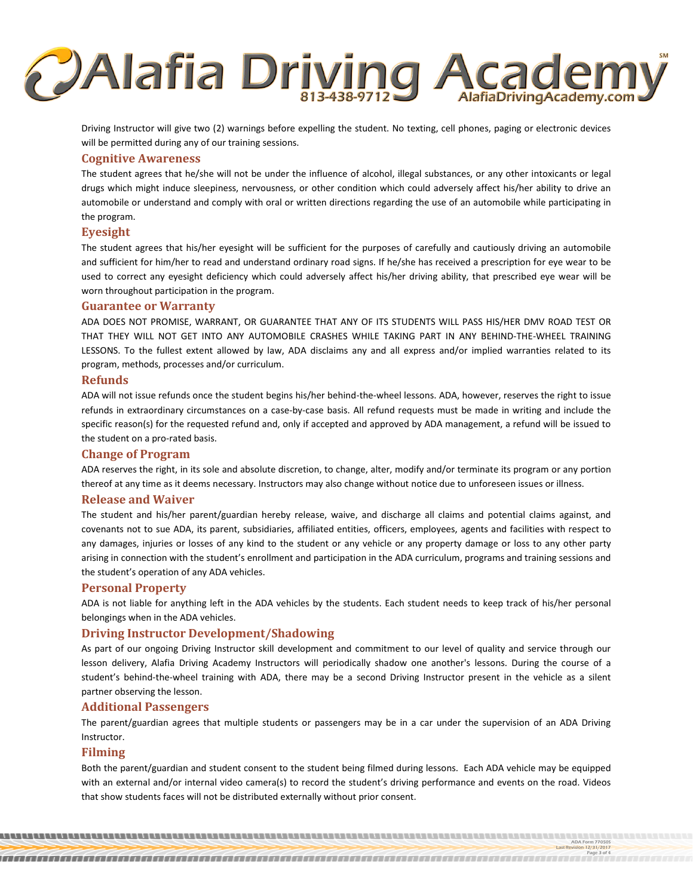Driving Instructor will give two (2) warnings before expelling the student. No texting, cell phones, paging or electronic devices will be permitted during any of our training sessions.

## Cognitive Awareness

The student agrees that he/she will not be under the influence of alcohol, illegal substances, or any other intoxicants or legal drugs which might induce sleepiness, nervousness, or other condition which could adversely affect his/her ability to drive an automobile or understand and comply with oral or written directions regarding the use of an automobile while participating in the program.

## Eyesight

The student agrees that his/her eyesight will be sufficient for the purposes of carefully and cautiously driving an automobile and sufficient for him/her to read and understand ordinary road signs. If he/she has received a prescription for eye wear to be used to correct any eyesight deficiency which could adversely affect his/her driving ability, that prescribed eye wear will be worn throughout participation in the program.

## Guarantee or Warranty

ADA DOES NOT PROMISE, WARRANT, OR GUARANTEE THAT ANY OF ITS STUDENTS WILL PASS HIS/HER DMV ROAD TEST OR THAT THEY WILL NOT GET INTO ANY AUTOMOBILE CRASHES WHILE TAKING PART IN ANY BEHIND-THE-WHEEL TRAINING LESSONS. To the fullest extent allowed by law, ADA disclaims any and all express and/or implied warranties related to its program, methods, processes and/or curriculum.

## Refunds

ADA will not issue refunds once the student begins his/her behind-the-wheel lessons. ADA, however, reserves the right to issue refunds in extraordinary circumstances on a case-by-case basis. All refund requests must be made in writing and include the specific reason(s) for the requested refund and, only if accepted and approved by ADA management, a refund will be issued to the student on a pro-rated basis.

## Change of Program

ADA reserves the right, in its sole and absolute discretion, to change, alter, modify and/or terminate its program or any portion thereof at any time as it deems necessary. Instructors may also change without notice due to unforeseen issues or illness.

## Release and Waiver

The student and his/her parent/guardian hereby release, waive, and discharge all claims and potential claims against, and covenants not to sue ADA, its parent, subsidiaries, affiliated entities, officers, employees, agents and facilities with respect to any damages, injuries or losses of any kind to the student or any vehicle or any property damage or loss to any other party arising in connection with the student's enrollment and participation in the ADA curriculum, programs and training sessions and the student's operation of any ADA vehicles.

## Personal Property

ADA is not liable for anything left in the ADA vehicles by the students. Each student needs to keep track of his/her personal belongings when in the ADA vehicles.

## Driving Instructor Development/Shadowing

As part of our ongoing Driving Instructor skill development and commitment to our level of quality and service through our lesson delivery, Alafia Driving Academy Instructors will periodically shadow one another's lessons. During the course of a student's behind-the-wheel training with ADA, there may be a second Driving Instructor present in the vehicle as a silent partner observing the lesson.

## Additional Passengers

The parent/guardian agrees that multiple students or passengers may be in a car under the supervision of an ADA Driving Instructor.

## Filming

Both the parent/guardian and student consent to the student being filmed during lessons. Each ADA vehicle may be equipped with an external and/or internal video camera(s) to record the student's driving performance and events on the road. Videos that show students faces will not be distributed externally without prior consent.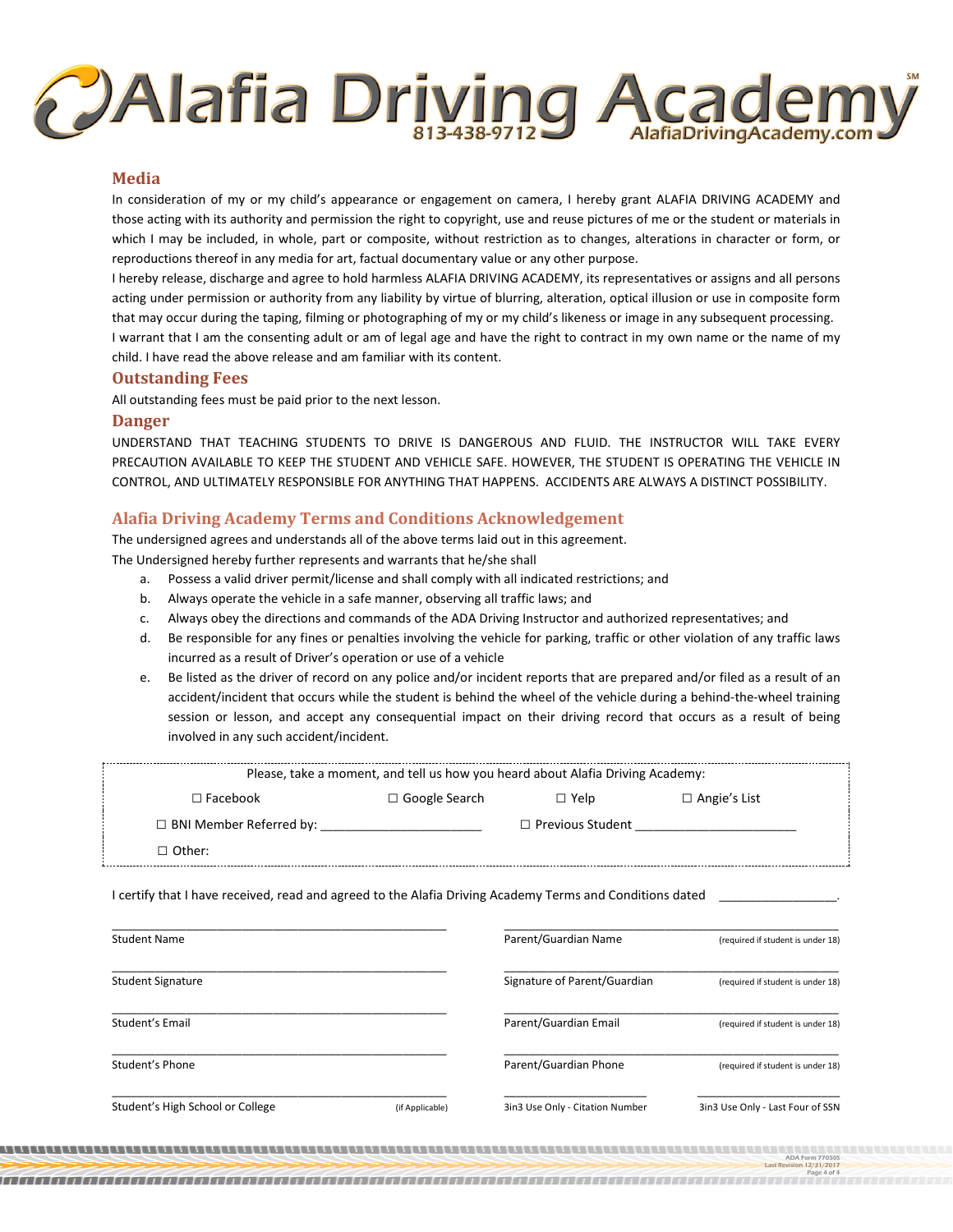# Alafia Driving Academy

813-438-9712 AlafiaDrivingAcademy.com

## Media

In consideration of my or my child's appearance or engagement on camera, I hereby grant ALAFIA DRIVING ACADEMY and those acting with its authority and permission the right to copyright, use and reuse pictures of me or the student or materials in which I may be included, in whole, part or composite, without restriction as to changes, alterations in character or form, or reproductions thereof in any media for art, factual documentary value or any other purpose.

I hereby release, discharge and agree to hold harmless ALAFIA DRIVING ACADEMY, its representatives or assigns and all persons acting under permission or authority from any liability by virtue of blurring, alteration, optical illusion or use in composite form that may occur during the taping, filming or photographing of my or my child's likeness or image in any subsequent processing.

I warrant that I am the consenting adult or am of legal age and have the right to contract in my own name or the name of my child. I have read the above release and am familiar with its content.

## Outstanding Fees

All outstanding fees must be paid prior to the next lesson.

## Danger

UNDERSTAND THAT TEACHING STUDENTS TO DRIVE IS DANGEROUS AND FLUID. THE INSTRUCTOR WILL TAKE EVERY PRECAUTION AVAILABLE TO KEEP THE STUDENT AND VEHICLE SAFE. HOWEVER, THE STUDENT IS OPERATING THE VEHICLE IN CONTROL, AND ULTIMATELY RESPONSIBLE FOR ANYTHING THAT HAPPENS. ACCIDENTS ARE ALWAYS A DISTINCT POSSIBILITY.

## Alafia Driving Academy Terms and Conditions Acknowledgement

The undersigned agrees and understands all of the above terms laid out in this agreement.

The Undersigned hereby further represents and warrants that he/she shall

a. Possess a valid driver permit/license and shall comply with all indicated restrictions; and
b. Always operate the vehicle in a safe manner, observing all traffic laws; and
c. Always obey the directions and commands of the ADA Driving Instructor and authorized representatives; and
d. Be responsible for any fines or penalties involving the vehicle for parking, traffic or other violation of any traffic laws incurred as a result of Driver's operation or use of a vehicle
e. Be listed as the driver of record on any police and/or incident reports that are prepared and/or filed as a result of an accident/incident that occurs while the student is behind the wheel of the vehicle during a behind-the-wheel training session or lesson, and accept any consequential impact on their driving record that occurs as a result of being involved in any such accident/incident.

Please, take a moment, and tell us how you heard about Alafia Driving Academy:

☐ Facebook ☐ Google Search ☐ Yelp ☐ Angie's List

☐ BNI Member Referred by: ______________________ ☐ Previous Student ______________________

☐ Other:

I certify that I have received, read and agreed to the Alafia Driving Academy Terms and Conditions dated ________________.

| | |
|---|---|
| Student Name | Parent/Guardian Name (required if student is under 18) |
| Student Signature | Signature of Parent/Guardian (required if student is under 18) |
| Student's Email | Parent/Guardian Email (required if student is under 18) |
| Student's Phone | Parent/Guardian Phone (required if student is under 18) |
| Student's High School or College (if Applicable) | 3in3 Use Only - Citation Number / 3in3 Use Only - Last Four of SSN |

ADA Form 77050S
Last Revision 12/31/2017